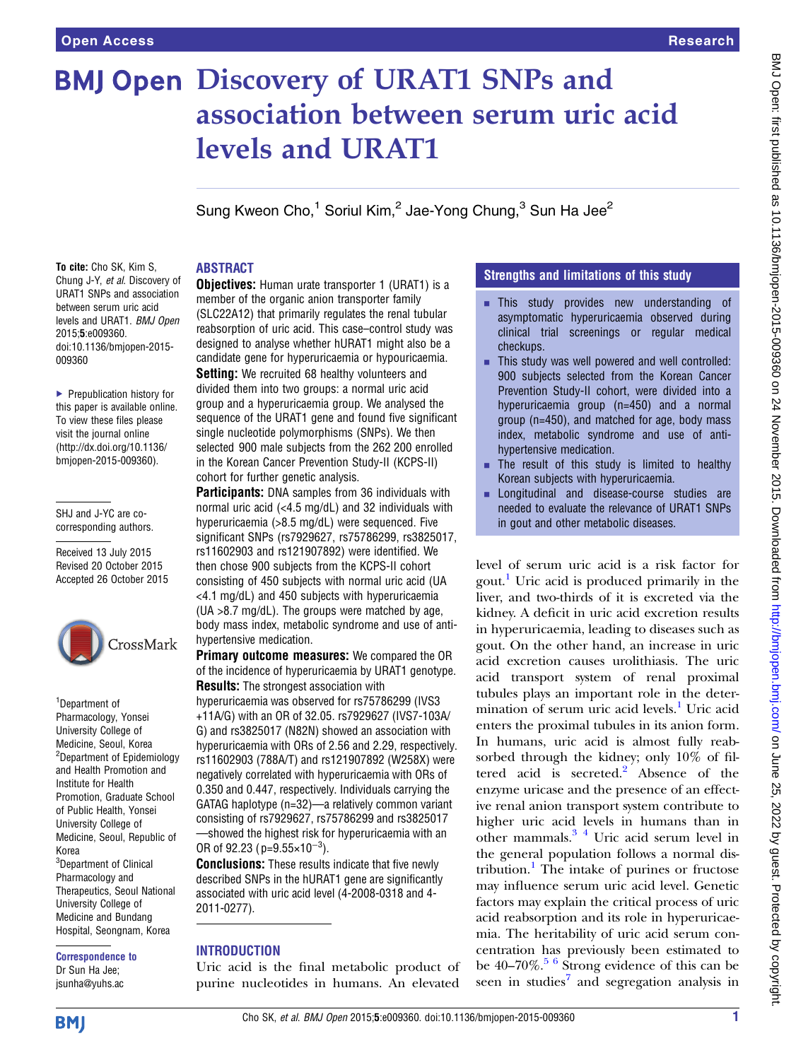# Discovery of URAT1 SNPs and association between serum uric acid levels and URAT1

Sung Kweon Cho,[1] Soriul Kim,[2] Jae-Yong Chung,[3] Sun Ha Jee[2]

**To cite:** Cho SK, Kim S, Chung J-Y, *et al*. Discovery of URAT1 SNPs and association between serum uric acid levels and URAT1. *BMJ Open* 2015;**5**:e009360. doi:10.1136/bmjopen-2015-009360

▶ Prepublication history for this paper is available online. To view these files please visit the journal online (http://dx.doi.org/10.1136/bmjopen-2015-009360).

SHJ and J-YC are co-corresponding authors.

Received 13 July 2015
Revised 20 October 2015
Accepted 26 October 2015

[1]Department of Pharmacology, Yonsei University College of Medicine, Seoul, Korea
[2]Department of Epidemiology and Health Promotion and Institute for Health Promotion, Graduate School of Public Health, Yonsei University College of Medicine, Seoul, Republic of Korea
[3]Department of Clinical Pharmacology and Therapeutics, Seoul National University College of Medicine and Bundang Hospital, Seongnam, Korea

**Correspondence to**
Dr Sun Ha Jee;
jsunha@yuhs.ac

## ABSTRACT

**Objectives:** Human urate transporter 1 (URAT1) is a member of the organic anion transporter family (SLC22A12) that primarily regulates the renal tubular reabsorption of uric acid. This case–control study was designed to analyse whether hURAT1 might also be a candidate gene for hyperuricaemia or hypouricaemia.

**Setting:** We recruited 68 healthy volunteers and divided them into two groups: a normal uric acid group and a hyperuricaemia group. We analysed the sequence of the URAT1 gene and found five significant single nucleotide polymorphisms (SNPs). We then selected 900 male subjects from the 262 200 enrolled in the Korean Cancer Prevention Study-II (KCPS-II) cohort for further genetic analysis.

**Participants:** DNA samples from 36 individuals with normal uric acid (<4.5 mg/dL) and 32 individuals with hyperuricaemia (>8.5 mg/dL) were sequenced. Five significant SNPs (rs7929627, rs75786299, rs3825017, rs11602903 and rs121907892) were identified. We then chose 900 subjects from the KCPS-II cohort consisting of 450 subjects with normal uric acid (UA <4.1 mg/dL) and 450 subjects with hyperuricaemia (UA >8.7 mg/dL). The groups were matched by age, body mass index, metabolic syndrome and use of anti-hypertensive medication.

**Primary outcome measures:** We compared the OR of the incidence of hyperuricaemia by URAT1 genotype.

**Results:** The strongest association with hyperuricaemia was observed for rs75786299 (IVS3 +11A/G) with an OR of 32.05. rs7929627 (IVS7-103A/G) and rs3825017 (N82N) showed an association with hyperuricaemia with ORs of 2.56 and 2.29, respectively. rs11602903 (788A/T) and rs121907892 (W258X) were negatively correlated with hyperuricaemia with ORs of 0.350 and 0.447, respectively. Individuals carrying the GATAG haplotype (n=32)—a relatively common variant consisting of rs7929627, rs75786299 and rs3825017—showed the highest risk for hyperuricaemia with an OR of 92.23 ($p=9.55\times10^{-3}$).

**Conclusions:** These results indicate that five newly described SNPs in the hURAT1 gene are significantly associated with uric acid level (4-2008-0318 and 4-2011-0277).

## Strengths and limitations of this study

- This study provides new understanding of asymptomatic hyperuricaemia observed during clinical trial screenings or regular medical checkups.
- This study was well powered and well controlled: 900 subjects selected from the Korean Cancer Prevention Study-II cohort, were divided into a hyperuricaemia group (n=450) and a normal group (n=450), and matched for age, body mass index, metabolic syndrome and use of anti-hypertensive medication.
- The result of this study is limited to healthy Korean subjects with hyperuricaemia.
- Longitudinal and disease-course studies are needed to evaluate the relevance of URAT1 SNPs in gout and other metabolic diseases.

## INTRODUCTION

Uric acid is the final metabolic product of purine nucleotides in humans. An elevated level of serum uric acid is a risk factor for gout.[1] Uric acid is produced primarily in the liver, and two-thirds of it is excreted via the kidney. A deficit in uric acid excretion results in hyperuricaemia, leading to diseases such as gout. On the other hand, an increase in uric acid excretion causes urolithiasis. The uric acid transport system of renal proximal tubules plays an important role in the determination of serum uric acid levels.[1] Uric acid enters the proximal tubules in its anion form. In humans, uric acid is almost fully reabsorbed through the kidney; only 10% of filtered acid is secreted.[2] Absence of the enzyme uricase and the presence of an effective renal anion transport system contribute to higher uric acid levels in humans than in other mammals.[3,4] Uric acid serum level in the general population follows a normal distribution.[1] The intake of purines or fructose may influence serum uric acid level. Genetic factors may explain the critical process of uric acid reabsorption and its role in hyperuricaemia. The heritability of uric acid serum concentration has previously been estimated to be 40–70%.[5,6] Strong evidence of this can be seen in studies[7] and segregation analysis in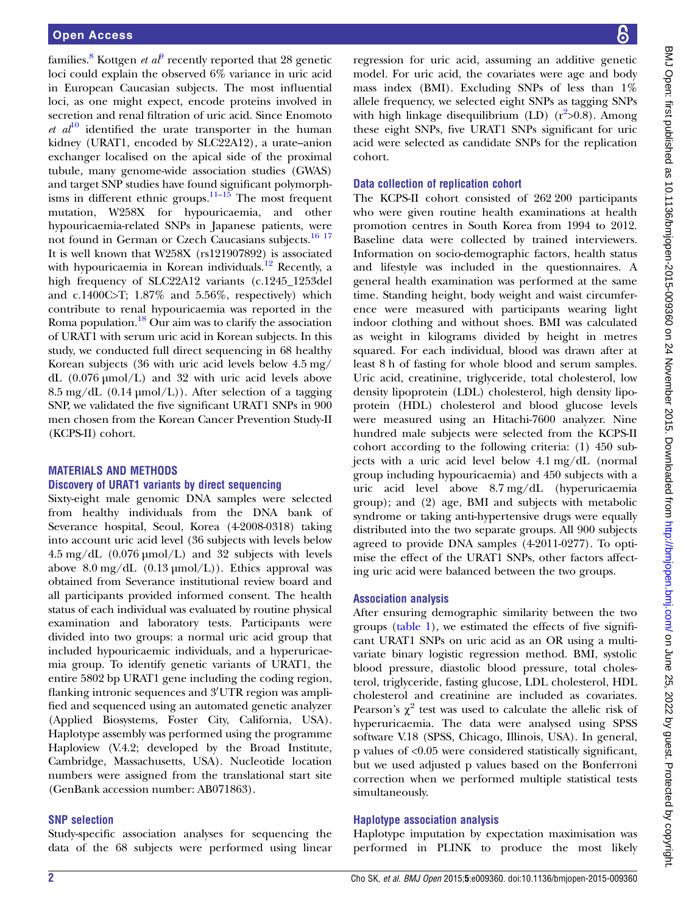families.[8] Kottgen *et al*[9] recently reported that 28 genetic loci could explain the observed 6% variance in uric acid in European Caucasian subjects. The most influential loci, as one might expect, encode proteins involved in secretion and renal filtration of uric acid. Since Enomoto *et al*[10] identified the urate transporter in the human kidney (URAT1, encoded by SLC22A12), a urate–anion exchanger localised on the apical side of the proximal tubule, many genome-wide association studies (GWAS) and target SNP studies have found significant polymorphisms in different ethnic groups.[11–15] The most frequent mutation, W258X for hypouricaemia, and other hypouricaemia-related SNPs in Japanese patients, were not found in German or Czech Caucasians subjects.[16 17] It is well known that W258X (rs121907892) is associated with hypouricaemia in Korean individuals.[12] Recently, a high frequency of SLC22A12 variants (c.1245_1253del and c.1400C>T; 1.87% and 5.56%, respectively) which contribute to renal hypouricaemia was reported in the Roma population.[18] Our aim was to clarify the association of URAT1 with serum uric acid in Korean subjects. In this study, we conducted full direct sequencing in 68 healthy Korean subjects (36 with uric acid levels below 4.5 mg/dL (0.076 μmol/L) and 32 with uric acid levels above 8.5 mg/dL (0.14 μmol/L)). After selection of a tagging SNP, we validated the five significant URAT1 SNPs in 900 men chosen from the Korean Cancer Prevention Study-II (KCPS-II) cohort.

## MATERIALS AND METHODS

### Discovery of URAT1 variants by direct sequencing

Sixty-eight male genomic DNA samples were selected from healthy individuals from the DNA bank of Severance hospital, Seoul, Korea (4-2008-0318) taking into account uric acid level (36 subjects with levels below 4.5 mg/dL (0.076 μmol/L) and 32 subjects with levels above 8.0 mg/dL (0.13 μmol/L)). Ethics approval was obtained from Severance institutional review board and all participants provided informed consent. The health status of each individual was evaluated by routine physical examination and laboratory tests. Participants were divided into two groups: a normal uric acid group that included hypouricaemic individuals, and a hyperuricaemia group. To identify genetic variants of URAT1, the entire 5802 bp URAT1 gene including the coding region, flanking intronic sequences and 3′UTR region was amplified and sequenced using an automated genetic analyzer (Applied Biosystems, Foster City, California, USA). Haplotype assembly was performed using the programme Haploview (V.4.2; developed by the Broad Institute, Cambridge, Massachusetts, USA). Nucleotide location numbers were assigned from the translational start site (GenBank accession number: AB071863).

### SNP selection

Study-specific association analyses for sequencing the data of the 68 subjects were performed using linear regression for uric acid, assuming an additive genetic model. For uric acid, the covariates were age and body mass index (BMI). Excluding SNPs of less than 1% allele frequency, we selected eight SNPs as tagging SNPs with high linkage disequilibrium (LD) ($r^2$>0.8). Among these eight SNPs, five URAT1 SNPs significant for uric acid were selected as candidate SNPs for the replication cohort.

### Data collection of replication cohort

The KCPS-II cohort consisted of 262 200 participants who were given routine health examinations at health promotion centres in South Korea from 1994 to 2012. Baseline data were collected by trained interviewers. Information on socio-demographic factors, health status and lifestyle was included in the questionnaires. A general health examination was performed at the same time. Standing height, body weight and waist circumference were measured with participants wearing light indoor clothing and without shoes. BMI was calculated as weight in kilograms divided by height in metres squared. For each individual, blood was drawn after at least 8 h of fasting for whole blood and serum samples. Uric acid, creatinine, triglyceride, total cholesterol, low density lipoprotein (LDL) cholesterol, high density lipoprotein (HDL) cholesterol and blood glucose levels were measured using an Hitachi-7600 analyzer. Nine hundred male subjects were selected from the KCPS-II cohort according to the following criteria: (1) 450 subjects with a uric acid level below 4.1 mg/dL (normal group including hypouricaemia) and 450 subjects with a uric acid level above 8.7 mg/dL (hyperuricaemia group); and (2) age, BMI and subjects with metabolic syndrome or taking anti-hypertensive drugs were equally distributed into the two separate groups. All 900 subjects agreed to provide DNA samples (4-2011-0277). To optimise the effect of the URAT1 SNPs, other factors affecting uric acid were balanced between the two groups.

### Association analysis

After ensuring demographic similarity between the two groups (table 1), we estimated the effects of five significant URAT1 SNPs on uric acid as an OR using a multivariate binary logistic regression method. BMI, systolic blood pressure, diastolic blood pressure, total cholesterol, triglyceride, fasting glucose, LDL cholesterol, HDL cholesterol and creatinine are included as covariates. Pearson's $\chi^2$ test was used to calculate the allelic risk of hyperuricaemia. The data were analysed using SPSS software V.18 (SPSS, Chicago, Illinois, USA). In general, p values of <0.05 were considered statistically significant, but we used adjusted p values based on the Bonferroni correction when we performed multiple statistical tests simultaneously.

### Haplotype association analysis

Haplotype imputation by expectation maximisation was performed in PLINK to produce the most likely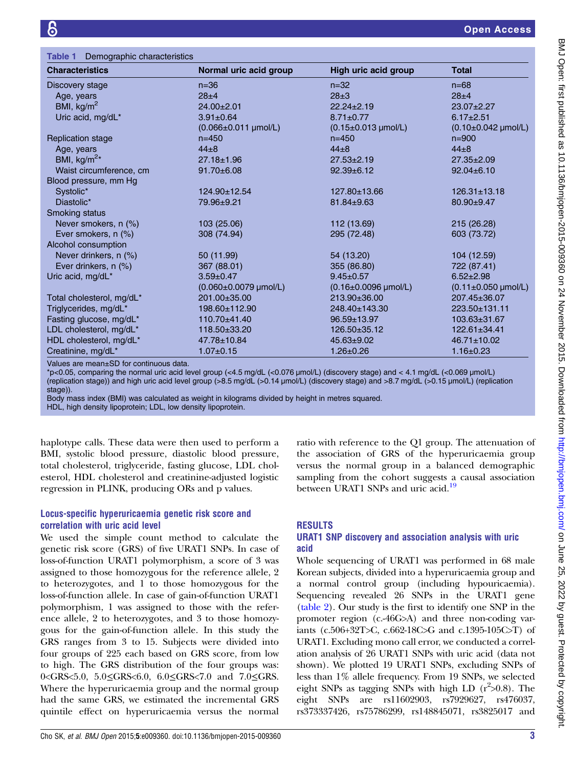**Table 1** Demographic characteristics

| Characteristics | Normal uric acid group | High uric acid group | Total |
|---|---|---|---|
| Discovery stage | n=36 | n=32 | n=68 |
| Age, years | 28±4 | 28±3 | 28±4 |
| BMI, kg/m$^2$ | 24.00±2.01 | 22.24±2.19 | 23.07±2.27 |
| Uric acid, mg/dL* | 3.91±0.64 (0.066±0.011 μmol/L) | 8.71±0.77 (0.15±0.013 μmol/L) | 6.17±2.51 (0.10±0.042 μmol/L) |
| Replication stage | n=450 | n=450 | n=900 |
| Age, years | 44±8 | 44±8 | 44±8 |
| BMI, kg/m$^2$* | 27.18±1.96 | 27.53±2.19 | 27.35±2.09 |
| Waist circumference, cm | 91.70±6.08 | 92.39±6.12 | 92.04±6.10 |
| Blood pressure, mm Hg | | | |
| Systolic* | 124.90±12.54 | 127.80±13.66 | 126.31±13.18 |
| Diastolic* | 79.96±9.21 | 81.84±9.63 | 80.90±9.47 |
| Smoking status | | | |
| Never smokers, n (%) | 103 (25.06) | 112 (13.69) | 215 (26.28) |
| Ever smokers, n (%) | 308 (74.94) | 295 (72.48) | 603 (73.72) |
| Alcohol consumption | | | |
| Never drinkers, n (%) | 50 (11.99) | 54 (13.20) | 104 (12.59) |
| Ever drinkers, n (%) | 367 (88.01) | 355 (86.80) | 722 (87.41) |
| Uric acid, mg/dL* | 3.59±0.47 (0.060±0.0079 μmol/L) | 9.45±0.57 (0.16±0.0096 μmol/L) | 6.52±2.98 (0.11±0.050 μmol/L) |
| Total cholesterol, mg/dL* | 201.00±35.00 | 213.90±36.00 | 207.45±36.07 |
| Triglycerides, mg/dL* | 198.60±112.90 | 248.40±143.30 | 223.50±131.11 |
| Fasting glucose, mg/dL* | 110.70±41.40 | 96.59±13.97 | 103.63±31.67 |
| LDL cholesterol, mg/dL* | 118.50±33.20 | 126.50±35.12 | 122.61±34.41 |
| HDL cholesterol, mg/dL* | 47.78±10.84 | 45.63±9.02 | 46.71±10.02 |
| Creatinine, mg/dL* | 1.07±0.15 | 1.26±0.26 | 1.16±0.23 |

Values are mean±SD for continuous data.
*p<0.05, comparing the normal uric acid level group (<4.5 mg/dL (<0.076 μmol/L) (discovery stage) and < 4.1 mg/dL (<0.069 μmol/L) (replication stage)) and high uric acid level group (>8.5 mg/dL (>0.14 μmol/L) (discovery stage) and >8.7 mg/dL (>0.15 μmol/L) (replication stage)).
Body mass index (BMI) was calculated as weight in kilograms divided by height in metres squared.
HDL, high density lipoprotein; LDL, low density lipoprotein.

haplotype calls. These data were then used to perform a BMI, systolic blood pressure, diastolic blood pressure, total cholesterol, triglyceride, fasting glucose, LDL cholesterol, HDL cholesterol and creatinine-adjusted logistic regression in PLINK, producing ORs and p values.

### Locus-specific hyperuricaemia genetic risk score and correlation with uric acid level

We used the simple count method to calculate the genetic risk score (GRS) of five URAT1 SNPs. In case of loss-of-function URAT1 polymorphism, a score of 3 was assigned to those homozygous for the reference allele, 2 to heterozygotes, and 1 to those homozygous for the loss-of-function allele. In case of gain-of-function URAT1 polymorphism, 1 was assigned to those with the reference allele, 2 to heterozygotes, and 3 to those homozygous for the gain-of-function allele. In this study the GRS ranges from 3 to 15. Subjects were divided into four groups of 225 each based on GRS score, from low to high. The GRS distribution of the four groups was: 0<GRS<5.0, 5.0≤GRS<6.0, 6.0≤GRS<7.0 and 7.0≤GRS. Where the hyperuricaemia group and the normal group had the same GRS, we estimated the incremental GRS quintile effect on hyperuricaemia versus the normal ratio with reference to the Q1 group. The attenuation of the association of GRS of the hyperuricaemia group versus the normal group in a balanced demographic sampling from the cohort suggests a causal association between URAT1 SNPs and uric acid.[19]

## RESULTS

### URAT1 SNP discovery and association analysis with uric acid

Whole sequencing of URAT1 was performed in 68 male Korean subjects, divided into a hyperuricaemia group and a normal control group (including hypouricaemia). Sequencing revealed 26 SNPs in the URAT1 gene (table 2). Our study is the first to identify one SNP in the promoter region (c.-46G>A) and three non-coding variants (c.506+32T>C, c.662-18C>G and c.1395-105C>T) of URAT1. Excluding mono call error, we conducted a correlation analysis of 26 URAT1 SNPs with uric acid (data not shown). We plotted 19 URAT1 SNPs, excluding SNPs of less than 1% allele frequency. From 19 SNPs, we selected eight SNPs as tagging SNPs with high LD ($r^2$>0.8). The eight SNPs are rs11602903, rs7929627, rs476037, rs373337426, rs75786299, rs148845071, rs3825017 and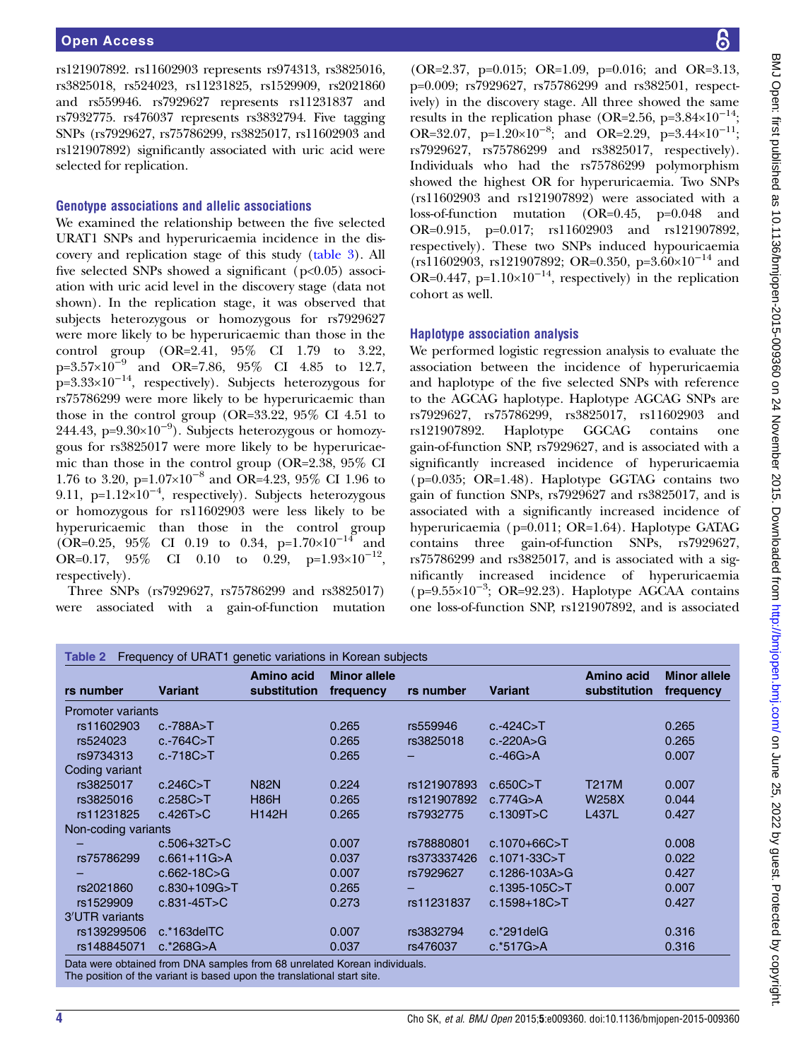rs121907892. rs11602903 represents rs974313, rs3825016, rs3825018, rs524023, rs11231825, rs1529909, rs2021860 and rs559946. rs7929627 represents rs11231837 and rs7932775. rs476037 represents rs3832794. Five tagging SNPs (rs7929627, rs75786299, rs3825017, rs11602903 and rs121907892) significantly associated with uric acid were selected for replication.

### Genotype associations and allelic associations

We examined the relationship between the five selected URAT1 SNPs and hyperuricaemia incidence in the discovery and replication stage of this study (table 3). All five selected SNPs showed a significant ($p<0.05$) association with uric acid level in the discovery stage (data not shown). In the replication stage, it was observed that subjects heterozygous or homozygous for rs7929627 were more likely to be hyperuricaemic than those in the control group (OR=2.41, 95% CI 1.79 to 3.22, $p=3.57\times10^{-9}$ and OR=7.86, 95% CI 4.85 to 12.7, $p=3.33\times10^{-14}$, respectively). Subjects heterozygous for rs75786299 were more likely to be hyperuricaemic than those in the control group (OR=33.22, 95% CI 4.51 to 244.43, $p=9.30\times10^{-9}$). Subjects heterozygous or homozygous for rs3825017 were more likely to be hyperuricaemic than those in the control group (OR=2.38, 95% CI 1.76 to 3.20, $p=1.07\times10^{-8}$ and OR=4.23, 95% CI 1.96 to 9.11, $p=1.12\times10^{-4}$, respectively). Subjects heterozygous or homozygous for rs11602903 were less likely to be hyperuricaemic than those in the control group (OR=0.25, 95% CI 0.19 to 0.34, $p=1.70\times10^{-14}$ and OR=0.17, 95% CI 0.10 to 0.29, $p=1.93\times10^{-12}$, respectively).

Three SNPs (rs7929627, rs75786299 and rs3825017) were associated with a gain-of-function mutation (OR=2.37, p=0.015; OR=1.09, p=0.016; and OR=3.13, p=0.009; rs7929627, rs75786299 and rs382501, respectively) in the discovery stage. All three showed the same results in the replication phase (OR=2.56, $p=3.84\times10^{-14}$; OR=32.07, $p=1.20\times10^{-8}$; and OR=2.29, $p=3.44\times10^{-11}$; rs7929627, rs75786299 and rs3825017, respectively). Individuals who had the rs75786299 polymorphism showed the highest OR for hyperuricaemia. Two SNPs (rs11602903 and rs121907892) were associated with a loss-of-function mutation (OR=0.45, p=0.048 and OR=0.915, p=0.017; rs11602903 and rs121907892, respectively). These two SNPs induced hypouricaemia (rs11602903, rs121907892; OR=0.350, $p=3.60\times10^{-14}$ and OR=0.447, $p=1.10\times10^{-14}$, respectively) in the replication cohort as well.

### Haplotype association analysis

We performed logistic regression analysis to evaluate the association between the incidence of hyperuricaemia and haplotype of the five selected SNPs with reference to the AGCAG haplotype. Haplotype AGCAG SNPs are rs7929627, rs75786299, rs3825017, rs11602903 and rs121907892. Haplotype GGCAG contains one gain-of-function SNP, rs7929627, and is associated with a significantly increased incidence of hyperuricaemia (p=0.035; OR=1.48). Haplotype GGTAG contains two gain of function SNPs, rs7929627 and rs3825017, and is associated with a significantly increased incidence of hyperuricaemia (p=0.011; OR=1.64). Haplotype GATAG contains three gain-of-function SNPs, rs7929627, rs75786299 and rs3825017, and is associated with a significantly increased incidence of hyperuricaemia ($p=9.55\times10^{-3}$; OR=92.23). Haplotype AGCAA contains one loss-of-function SNP, rs121907892, and is associated

**Table 2** Frequency of URAT1 genetic variations in Korean subjects

| rs number | Variant | Amino acid substitution | Minor allele frequency | rs number | Variant | Amino acid substitution | Minor allele frequency |
|---|---|---|---|---|---|---|---|
| Promoter variants | | | | | | | |
| rs11602903 | c.-788A>T | | 0.265 | rs559946 | c.-424C>T | | 0.265 |
| rs524023 | c.-764C>T | | 0.265 | rs3825018 | c.-220A>G | | 0.265 |
| rs9734313 | c.-718C>T | | 0.265 | – | c.-46G>A | | 0.007 |
| Coding variant | | | | | | | |
| rs3825017 | c.246C>T | N82N | 0.224 | rs121907893 | c.650C>T | T217M | 0.007 |
| rs3825016 | c.258C>T | H86H | 0.265 | rs121907892 | c.774G>A | W258X | 0.044 |
| rs11231825 | c.426T>C | H142H | 0.265 | rs7932775 | c.1309T>C | L437L | 0.427 |
| Non-coding variants | | | | | | | |
| – | c.506+32T>C | | 0.007 | rs78880801 | c.1070+66C>T | | 0.008 |
| rs75786299 | c.661+11G>A | | 0.037 | rs373337426 | c.1071-33C>T | | 0.022 |
| – | c.662-18C>G | | 0.007 | rs7929627 | c.1286-103A>G | | 0.427 |
| rs2021860 | c.830+109G>T | | 0.265 | – | c.1395-105C>T | | 0.007 |
| rs1529909 | c.831-45T>C | | 0.273 | rs11231837 | c.1598+18C>T | | 0.427 |
| 3′UTR variants | | | | | | | |
| rs139299506 | c.*163delTC | | 0.007 | rs3832794 | c.*291delG | | 0.316 |
| rs148845071 | c.*268G>A | | 0.037 | rs476037 | c.*517G>A | | 0.316 |

Data were obtained from DNA samples from 68 unrelated Korean individuals.
The position of the variant is based upon the translational start site.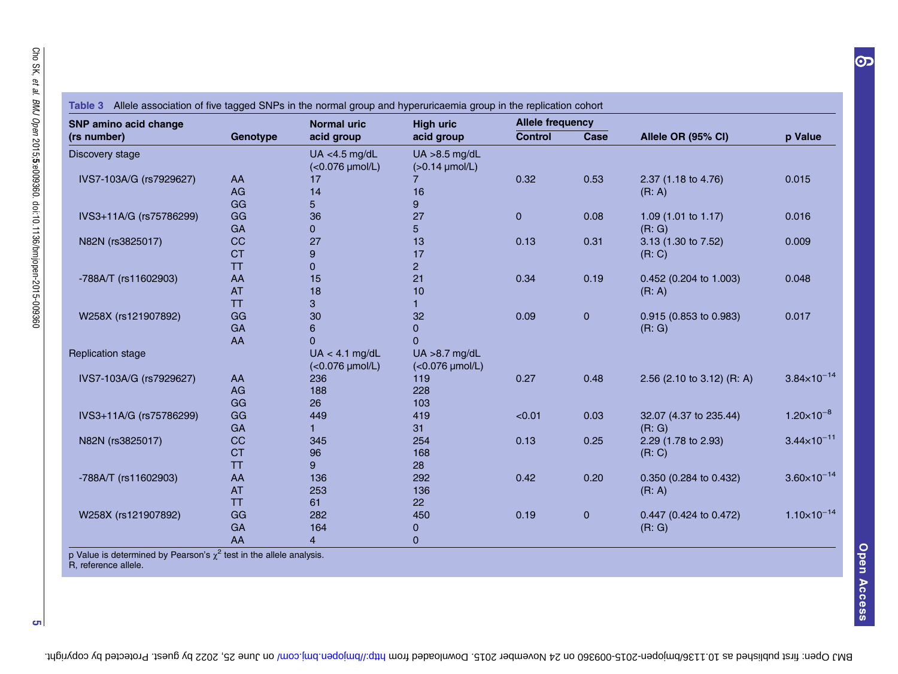**Table 3** Allele association of five tagged SNPs in the normal group and hyperuricaemia group in the replication cohort

| SNP amino acid change (rs number) | Genotype | Normal uric acid group | High uric acid group | Allele frequency | | Allele OR (95% CI) | p Value |
|---|---|---|---|---|---|---|---|
| | | | | Control | Case | | |
| Discovery stage | | UA <4.5 mg/dL (<0.076 µmol/L) | UA >8.5 mg/dL (>0.14 µmol/L) | | | | |
| IVS7-103A/G (rs7929627) | AA | 17 | 7 | 0.32 | 0.53 | 2.37 (1.18 to 4.76) (R: A) | 0.015 |
| | AG | 14 | 16 | | | | |
| | GG | 5 | 9 | | | | |
| IVS3+11A/G (rs75786299) | GG | 36 | 27 | 0 | 0.08 | 1.09 (1.01 to 1.17) (R: G) | 0.016 |
| | GA | 0 | 5 | | | | |
| N82N (rs3825017) | CC | 27 | 13 | 0.13 | 0.31 | 3.13 (1.30 to 7.52) (R: C) | 0.009 |
| | CT | 9 | 17 | | | | |
| | TT | 0 | 2 | | | | |
| -788A/T (rs11602903) | AA | 15 | 21 | 0.34 | 0.19 | 0.452 (0.204 to 1.003) (R: A) | 0.048 |
| | AT | 18 | 10 | | | | |
| | TT | 3 | 1 | | | | |
| W258X (rs121907892) | GG | 30 | 32 | 0.09 | 0 | 0.915 (0.853 to 0.983) (R: G) | 0.017 |
| | GA | 6 | 0 | | | | |
| | AA | 0 | 0 | | | | |
| Replication stage | | UA < 4.1 mg/dL (<0.076 µmol/L) | UA >8.7 mg/dL (<0.076 µmol/L) | | | | |
| IVS7-103A/G (rs7929627) | AA | 236 | 119 | 0.27 | 0.48 | 2.56 (2.10 to 3.12) (R: A) | $3.84\times10^{-14}$ |
| | AG | 188 | 228 | | | | |
| | GG | 26 | 103 | | | | |
| IVS3+11A/G (rs75786299) | GG | 449 | 419 | <0.01 | 0.03 | 32.07 (4.37 to 235.44) (R: G) | $1.20\times10^{-8}$ |
| | GA | 1 | 31 | | | | |
| N82N (rs3825017) | CC | 345 | 254 | 0.13 | 0.25 | 2.29 (1.78 to 2.93) (R: C) | $3.44\times10^{-11}$ |
| | CT | 96 | 168 | | | | |
| | TT | 9 | 28 | | | | |
| -788A/T (rs11602903) | AA | 136 | 292 | 0.42 | 0.20 | 0.350 (0.284 to 0.432) (R: A) | $3.60\times10^{-14}$ |
| | AT | 253 | 136 | | | | |
| | TT | 61 | 22 | | | | |
| W258X (rs121907892) | GG | 282 | 450 | 0.19 | 0 | 0.447 (0.424 to 0.472) (R: G) | $1.10\times10^{-14}$ |
| | GA | 164 | 0 | | | | |
| | AA | 4 | 0 | | | | |

p Value is determined by Pearson's $\chi^2$ test in the allele analysis.
R, reference allele.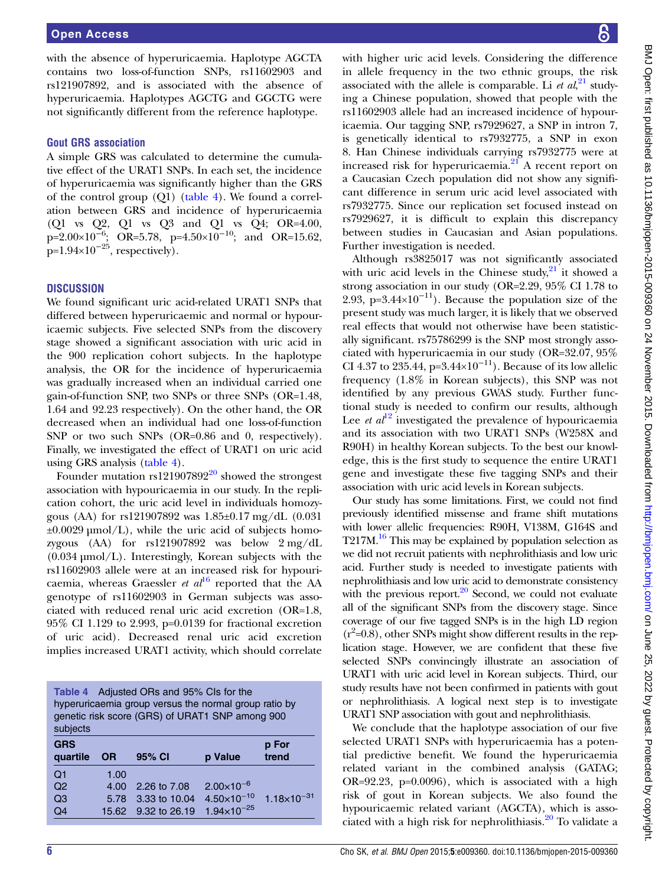with the absence of hyperuricaemia. Haplotype AGCTA contains two loss-of-function SNPs, rs11602903 and rs121907892, and is associated with the absence of hyperuricaemia. Haplotypes AGCTG and GGCTG were not significantly different from the reference haplotype.

### Gout GRS association

A simple GRS was calculated to determine the cumulative effect of the URAT1 SNPs. In each set, the incidence of hyperuricaemia was significantly higher than the GRS of the control group (Q1) (table 4). We found a correlation between GRS and incidence of hyperuricaemia (Q1 vs Q2, Q1 vs Q3 and Q1 vs Q4; OR=4.00, $p=2.00\times10^{-6}$; OR=5.78, $p=4.50\times10^{-10}$; and OR=15.62, $p=1.94\times10^{-25}$, respectively).

## DISCUSSION

We found significant uric acid-related URAT1 SNPs that differed between hyperuricaemic and normal or hypouricaemic subjects. Five selected SNPs from the discovery stage showed a significant association with uric acid in the 900 replication cohort subjects. In the haplotype analysis, the OR for the incidence of hyperuricaemia was gradually increased when an individual carried one gain-of-function SNP, two SNPs or three SNPs (OR=1.48, 1.64 and 92.23 respectively). On the other hand, the OR decreased when an individual had one loss-of-function SNP or two such SNPs (OR=0.86 and 0, respectively). Finally, we investigated the effect of URAT1 on uric acid using GRS analysis (table 4).

Founder mutation rs121907892[20] showed the strongest association with hypouricaemia in our study. In the replication cohort, the uric acid level in individuals homozygous (AA) for rs121907892 was 1.85±0.17 mg/dL (0.031 ±0.0029 μmol/L), while the uric acid of subjects homozygous (AA) for rs121907892 was below 2 mg/dL (0.034 μmol/L). Interestingly, Korean subjects with the rs11602903 allele were at an increased risk for hypouricaemia, whereas Graessler *et al*[16] reported that the AA genotype of rs11602903 in German subjects was associated with reduced renal uric acid excretion (OR=1.8, 95% CI 1.129 to 2.993, p=0.0139 for fractional excretion of uric acid). Decreased renal uric acid excretion implies increased URAT1 activity, which should correlate with higher uric acid levels. Considering the difference in allele frequency in the two ethnic groups, the risk associated with the allele is comparable. Li *et al*,[21] studying a Chinese population, showed that people with the rs11602903 allele had an increased incidence of hypouricaemia. Our tagging SNP, rs7929627, a SNP in intron 7, is genetically identical to rs7932775, a SNP in exon 8. Han Chinese individuals carrying rs7932775 were at increased risk for hyperuricaemia.[21] A recent report on a Caucasian Czech population did not show any significant difference in serum uric acid level associated with rs7932775. Since our replication set focused instead on rs7929627, it is difficult to explain this discrepancy between studies in Caucasian and Asian populations. Further investigation is needed.

Although rs3825017 was not significantly associated with uric acid levels in the Chinese study,[21] it showed a strong association in our study (OR=2.29, 95% CI 1.78 to 2.93, $p=3.44\times10^{-11}$). Because the population size of the present study was much larger, it is likely that we observed real effects that would not otherwise have been statistically significant. rs75786299 is the SNP most strongly associated with hyperuricaemia in our study (OR=32.07, 95% CI 4.37 to 235.44, $p=3.44\times10^{-11}$). Because of its low allelic frequency (1.8% in Korean subjects), this SNP was not identified by any previous GWAS study. Further functional study is needed to confirm our results, although Lee *et al*[12] investigated the prevalence of hypouricaemia and its association with two URAT1 SNPs (W258X and R90H) in healthy Korean subjects. To the best our knowledge, this is the first study to sequence the entire URAT1 gene and investigate these five tagging SNPs and their association with uric acid levels in Korean subjects.

Our study has some limitations. First, we could not find previously identified missense and frame shift mutations with lower allelic frequencies: R90H, V138M, G164S and T217M.[16] This may be explained by population selection as we did not recruit patients with nephrolithiasis and low uric acid. Further study is needed to investigate patients with nephrolithiasis and low uric acid to demonstrate consistency with the previous report.[20] Second, we could not evaluate all of the significant SNPs from the discovery stage. Since coverage of our five tagged SNPs is in the high LD region ($r^2$=0.8), other SNPs might show different results in the replication stage. However, we are confident that these five selected SNPs convincingly illustrate an association of URAT1 with uric acid level in Korean subjects. Third, our study results have not been confirmed in patients with gout or nephrolithiasis. A logical next step is to investigate URAT1 SNP association with gout and nephrolithiasis.

We conclude that the haplotype association of our five selected URAT1 SNPs with hyperuricaemia has a potential predictive benefit. We found the hyperuricaemia related variant in the combined analysis (GATAG; OR=92.23, p=0.0096), which is associated with a high risk of gout in Korean subjects. We also found the hypouricaemic related variant (AGCTA), which is associated with a high risk for nephrolithiasis.[20] To validate a

**Table 4** Adjusted ORs and 95% CIs for the hyperuricaemia group versus the normal group ratio by genetic risk score (GRS) of URAT1 SNP among 900 subjects

| GRS quartile | OR | 95% CI | p Value | p For trend |
|---|---|---|---|---|
| Q1 | 1.00 | | | |
| Q2 | 4.00 | 2.26 to 7.08 | $2.00\times10^{-6}$ | |
| Q3 | 5.78 | 3.33 to 10.04 | $4.50\times10^{-10}$ | $1.18\times10^{-31}$ |
| Q4 | 15.62 | 9.32 to 26.19 | $1.94\times10^{-25}$ | |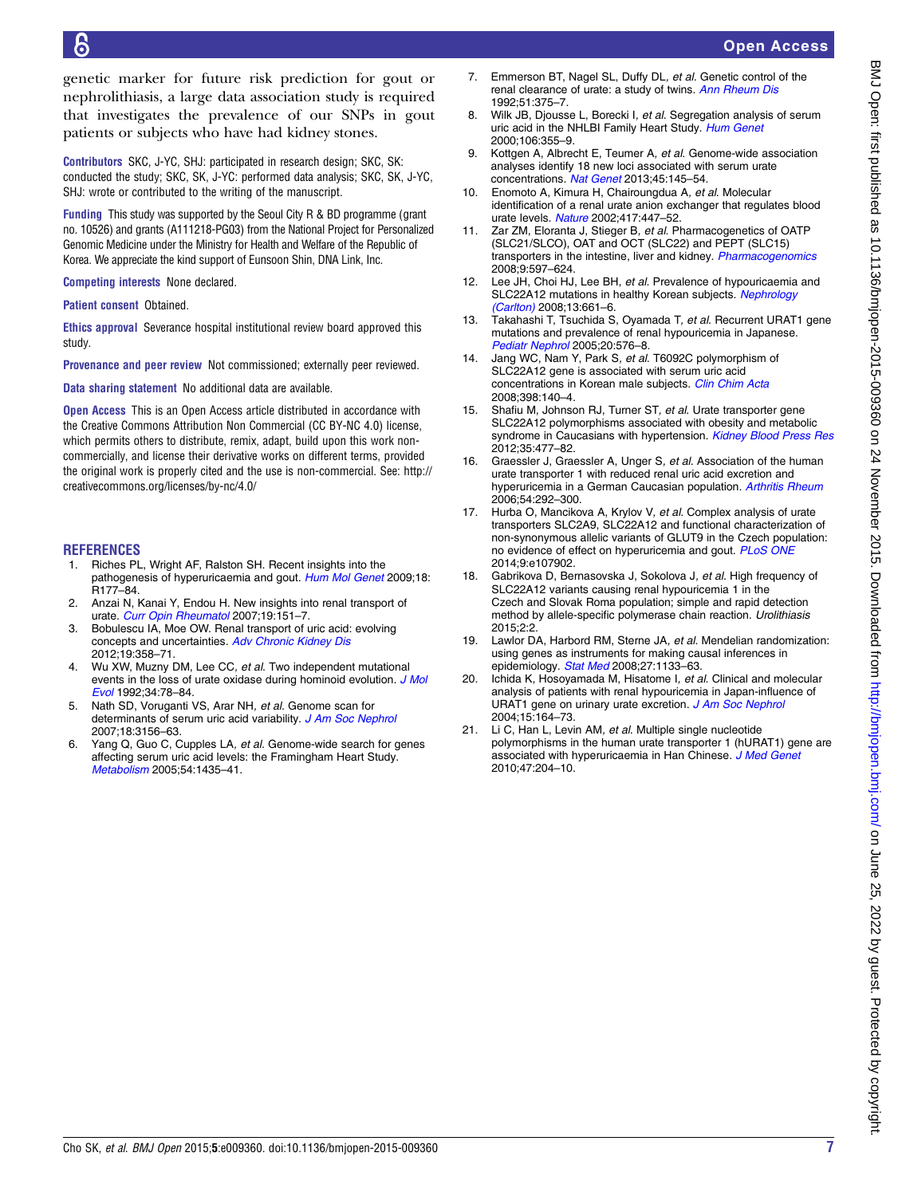genetic marker for future risk prediction for gout or nephrolithiasis, a large data association study is required that investigates the prevalence of our SNPs in gout patients or subjects who have had kidney stones.

**Contributors** SKC, J-YC, SHJ: participated in research design; SKC, SK: conducted the study; SKC, SK, J-YC: performed data analysis; SKC, SK, J-YC, SHJ: wrote or contributed to the writing of the manuscript.

**Funding** This study was supported by the Seoul City R & BD programme (grant no. 10526) and grants (A111218-PG03) from the National Project for Personalized Genomic Medicine under the Ministry for Health and Welfare of the Republic of Korea. We appreciate the kind support of Eunsoon Shin, DNA Link, Inc.

**Competing interests** None declared.

**Patient consent** Obtained.

**Ethics approval** Severance hospital institutional review board approved this study.

**Provenance and peer review** Not commissioned; externally peer reviewed.

**Data sharing statement** No additional data are available.

**Open Access** This is an Open Access article distributed in accordance with the Creative Commons Attribution Non Commercial (CC BY-NC 4.0) license, which permits others to distribute, remix, adapt, build upon this work non-commercially, and license their derivative works on different terms, provided the original work is properly cited and the use is non-commercial. See: http://creativecommons.org/licenses/by-nc/4.0/

## REFERENCES

1. Riches PL, Wright AF, Ralston SH. Recent insights into the pathogenesis of hyperuricaemia and gout. *Hum Mol Genet* 2009;18:R177–84.
2. Anzai N, Kanai Y, Endou H. New insights into renal transport of urate. *Curr Opin Rheumatol* 2007;19:151–7.
3. Bobulescu IA, Moe OW. Renal transport of uric acid: evolving concepts and uncertainties. *Adv Chronic Kidney Dis* 2012;19:358–71.
4. Wu XW, Muzny DM, Lee CC, *et al.* Two independent mutational events in the loss of urate oxidase during hominoid evolution. *J Mol Evol* 1992;34:78–84.
5. Nath SD, Voruganti VS, Arar NH, *et al.* Genome scan for determinants of serum uric acid variability. *J Am Soc Nephrol* 2007;18:3156–63.
6. Yang Q, Guo C, Cupples LA, *et al.* Genome-wide search for genes affecting serum uric acid levels: the Framingham Heart Study. *Metabolism* 2005;54:1435–41.
7. Emmerson BT, Nagel SL, Duffy DL, *et al.* Genetic control of the renal clearance of urate: a study of twins. *Ann Rheum Dis* 1992;51:375–7.
8. Wilk JB, Djousse L, Borecki I, *et al.* Segregation analysis of serum uric acid in the NHLBI Family Heart Study. *Hum Genet* 2000;106:355–9.
9. Kottgen A, Albrecht E, Teumer A, *et al.* Genome-wide association analyses identify 18 new loci associated with serum urate concentrations. *Nat Genet* 2013;45:145–54.
10. Enomoto A, Kimura H, Chairoungdua A, *et al.* Molecular identification of a renal urate anion exchanger that regulates blood urate levels. *Nature* 2002;417:447–52.
11. Zar ZM, Eloranta J, Stieger B, *et al.* Pharmacogenetics of OATP (SLC21/SLCO), OAT and OCT (SLC22) and PEPT (SLC15) transporters in the intestine, liver and kidney. *Pharmacogenomics* 2008;9:597–624.
12. Lee JH, Choi HJ, Lee BH, *et al.* Prevalence of hypouricaemia and SLC22A12 mutations in healthy Korean subjects. *Nephrology (Carlton)* 2008;13:661–6.
13. Takahashi T, Tsuchida S, Oyamada T, *et al.* Recurrent URAT1 gene mutations and prevalence of renal hypouricemia in Japanese. *Pediatr Nephrol* 2005;20:576–8.
14. Jang WC, Nam Y, Park S, *et al.* T6092C polymorphism of SLC22A12 gene is associated with serum uric acid concentrations in Korean male subjects. *Clin Chim Acta* 2008;398:140–4.
15. Shafiu M, Johnson RJ, Turner ST, *et al.* Urate transporter gene SLC22A12 polymorphisms associated with obesity and metabolic syndrome in Caucasians with hypertension. *Kidney Blood Press Res* 2012;35:477–82.
16. Graessler J, Graessler A, Unger S, *et al.* Association of the human urate transporter 1 with reduced renal uric acid excretion and hyperuricemia in a German Caucasian population. *Arthritis Rheum* 2006;54:292–300.
17. Hurba O, Mancikova A, Krylov V, *et al.* Complex analysis of urate transporters SLC2A9, SLC22A12 and functional characterization of non-synonymous allelic variants of GLUT9 in the Czech population: no evidence of effect on hyperuricemia and gout. *PLoS ONE* 2014;9:e107902.
18. Gabrikova D, Bernasovska J, Sokolova J, *et al.* High frequency of SLC22A12 variants causing renal hypouricemia 1 in the Czech and Slovak Roma population; simple and rapid detection method by allele-specific polymerase chain reaction. *Urolithiasis* 2015;2:2.
19. Lawlor DA, Harbord RM, Sterne JA, *et al.* Mendelian randomization: using genes as instruments for making causal inferences in epidemiology. *Stat Med* 2008;27:1133–63.
20. Ichida K, Hosoyamada M, Hisatome I, *et al.* Clinical and molecular analysis of patients with renal hypouricemia in Japan-influence of URAT1 gene on urinary urate excretion. *J Am Soc Nephrol* 2004;15:164–73.
21. Li C, Han L, Levin AM, *et al.* Multiple single nucleotide polymorphisms in the human urate transporter 1 (hURAT1) gene are associated with hyperuricaemia in Han Chinese. *J Med Genet* 2010;47:204–10.